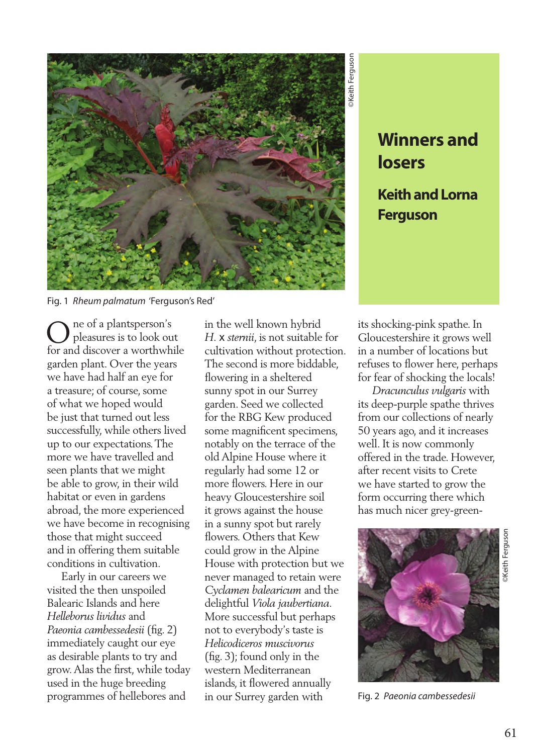# Winners and losers

## Keith and Lorna Ferguson

Fig. 1 *Rheum palmatum* 'Ferguson's Red'

One of a plantsperson's pleasures is to look out for and discover a worthwhile garden plant. Over the years we have had half an eye for a treasure; of course, some of what we hoped would be just that turned out less successfully, while others lived up to our expectations. The more we have travelled and seen plants that we might be able to grow, in their wild habitat or even in gardens abroad, the more experienced we have become in recognising those that might succeed and in offering them suitable conditions in cultivation.

Early in our careers we visited the then unspoiled Balearic Islands and here *Helleborus lividus* and *Paeonia cambessedesii* (fig. 2) immediately caught our eye as desirable plants to try and grow. Alas the first, while today used in the huge breeding programmes of hellebores and in the well known hybrid *H.* x *sternii*, is not suitable for cultivation without protection. The second is more biddable, flowering in a sheltered sunny spot in our Surrey garden. Seed we collected for the RBG Kew produced some magnificent specimens, notably on the terrace of the old Alpine House where it regularly had some 12 or more flowers. Here in our heavy Gloucestershire soil it grows against the house in a sunny spot but rarely flowers. Others that Kew could grow in the Alpine House with protection but we never managed to retain were *Cyclamen balearicum* and the delightful *Viola jaubertiana*. More successful but perhaps not to everybody's taste is *Helicodiceros muscivorus* (fig. 3); found only in the western Mediterranean islands, it flowered annually in our Surrey garden with its shocking-pink spathe. In Gloucestershire it grows well in a number of locations but refuses to flower here, perhaps for fear of shocking the locals!

*Dracunculus vulgaris* with its deep-purple spathe thrives from our collections of nearly 50 years ago, and it increases well. It is now commonly offered in the trade. However, after recent visits to Crete we have started to grow the form occurring there which has much nicer grey-green-

Fig. 2 *Paeonia cambessedesii*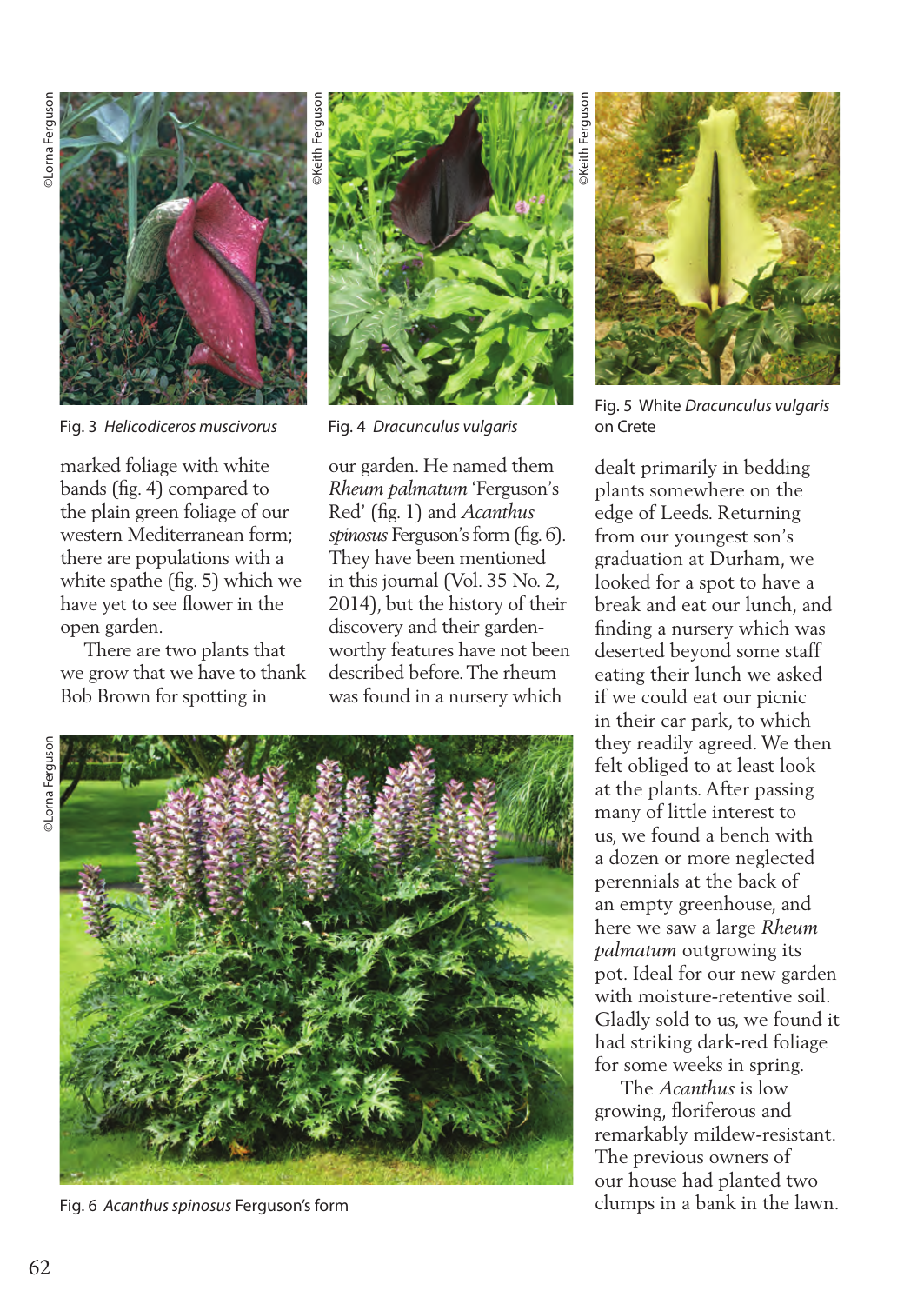Fig. 3 *Helicodiceros muscivorus*

Fig. 4 *Dracunculus vulgaris*

Fig. 5 White *Dracunculus vulgaris* on Crete

marked foliage with white bands (fig. 4) compared to the plain green foliage of our western Mediterranean form; there are populations with a white spathe (fig. 5) which we have yet to see flower in the open garden.

There are two plants that we grow that we have to thank Bob Brown for spotting in our garden. He named them *Rheum palmatum* 'Ferguson's Red' (fig. 1) and *Acanthus spinosus* Ferguson's form (fig. 6). They have been mentioned in this journal (Vol. 35 No. 2, 2014), but the history of their discovery and their garden-worthy features have not been described before. The rheum was found in a nursery which dealt primarily in bedding plants somewhere on the edge of Leeds. Returning from our youngest son's graduation at Durham, we looked for a spot to have a break and eat our lunch, and finding a nursery which was deserted beyond some staff eating their lunch we asked if we could eat our picnic in their car park, to which they readily agreed. We then felt obliged to at least look at the plants. After passing many of little interest to us, we found a bench with a dozen or more neglected perennials at the back of an empty greenhouse, and here we saw a large *Rheum palmatum* outgrowing its pot. Ideal for our new garden with moisture-retentive soil. Gladly sold to us, we found it had striking dark-red foliage for some weeks in spring.

The *Acanthus* is low growing, floriferous and remarkably mildew-resistant. The previous owners of our house had planted two clumps in a bank in the lawn.

Fig. 6 *Acanthus spinosus* Ferguson's form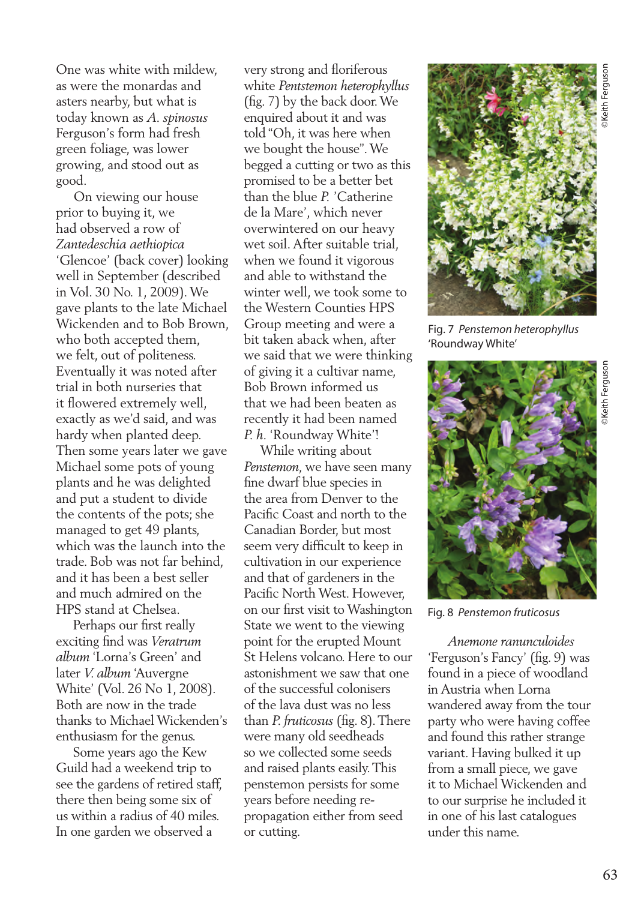One was white with mildew, as were the monardas and asters nearby, but what is today known as *A. spinosus* Ferguson's form had fresh green foliage, was lower growing, and stood out as good.

On viewing our house prior to buying it, we had observed a row of *Zantedeschia aethiopica* 'Glencoe' (back cover) looking well in September (described in Vol. 30 No. 1, 2009). We gave plants to the late Michael Wickenden and to Bob Brown, who both accepted them, we felt, out of politeness. Eventually it was noted after trial in both nurseries that it flowered extremely well, exactly as we'd said, and was hardy when planted deep. Then some years later we gave Michael some pots of young plants and he was delighted and put a student to divide the contents of the pots; she managed to get 49 plants, which was the launch into the trade. Bob was not far behind, and it has been a best seller and much admired on the HPS stand at Chelsea.

Perhaps our first really exciting find was *Veratrum album* 'Lorna's Green' and later *V. album* 'Auvergne White' (Vol. 26 No 1, 2008). Both are now in the trade thanks to Michael Wickenden's enthusiasm for the genus.

Some years ago the Kew Guild had a weekend trip to see the gardens of retired staff, there then being some six of us within a radius of 40 miles. In one garden we observed a very strong and floriferous white *Pentstemon heterophyllus* (fig. 7) by the back door. We enquired about it and was told "Oh, it was here when we bought the house". We begged a cutting or two as this promised to be a better bet than the blue *P.* 'Catherine de la Mare', which never overwintered on our heavy wet soil. After suitable trial, when we found it vigorous and able to withstand the winter well, we took some to the Western Counties HPS Group meeting and were a bit taken aback when, after we said that we were thinking of giving it a cultivar name, Bob Brown informed us that we had been beaten as recently it had been named *P. h.* 'Roundway White'!

While writing about *Penstemon*, we have seen many fine dwarf blue species in the area from Denver to the Pacific Coast and north to the Canadian Border, but most seem very difficult to keep in cultivation in our experience and that of gardeners in the Pacific North West. However, on our first visit to Washington State we went to the viewing point for the erupted Mount St Helens volcano. Here to our astonishment we saw that one of the successful colonisers of the lava dust was no less than *P. fruticosus* (fig. 8). There were many old seedheads so we collected some seeds and raised plants easily. This penstemon persists for some years before needing re-propagation either from seed or cutting.

©Keith Ferguson

Fig. 7 *Penstemon heterophyllus* 'Roundway White'

©Keith Ferguson

Fig. 8 *Penstemon fruticosus*

*Anemone ranunculoides* 'Ferguson's Fancy' (fig. 9) was found in a piece of woodland in Austria when Lorna wandered away from the tour party who were having coffee and found this rather strange variant. Having bulked it up from a small piece, we gave it to Michael Wickenden and to our surprise he included it in one of his last catalogues under this name.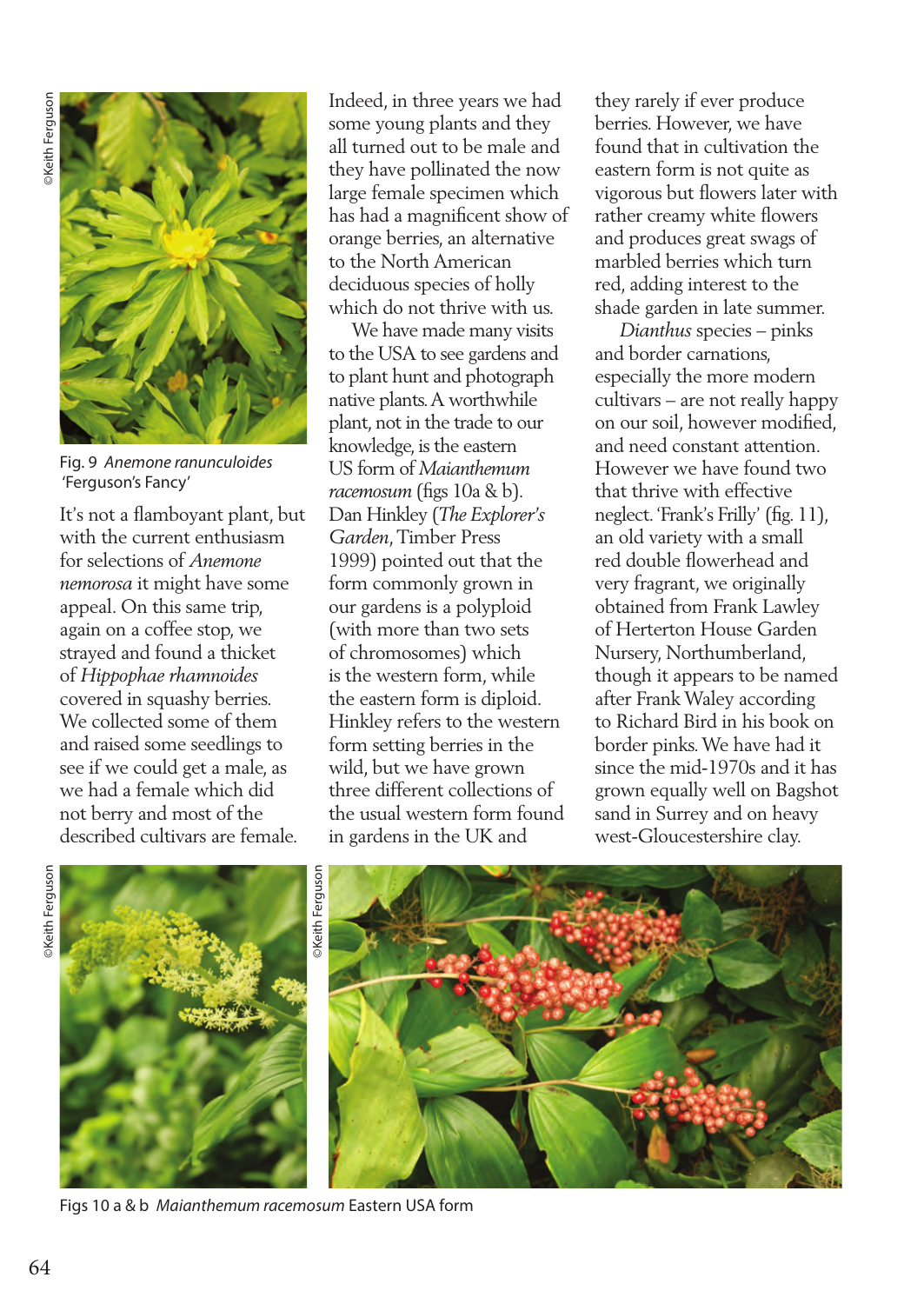Fig. 9 *Anemone ranunculoides* 'Ferguson's Fancy'

It's not a flamboyant plant, but with the current enthusiasm for selections of *Anemone nemorosa* it might have some appeal. On this same trip, again on a coffee stop, we strayed and found a thicket of *Hippophae rhamnoides* covered in squashy berries. We collected some of them and raised some seedlings to see if we could get a male, as we had a female which did not berry and most of the described cultivars are female. Indeed, in three years we had some young plants and they all turned out to be male and they have pollinated the now large female specimen which has had a magnificent show of orange berries, an alternative to the North American deciduous species of holly which do not thrive with us.

We have made many visits to the USA to see gardens and to plant hunt and photograph native plants. A worthwhile plant, not in the trade to our knowledge, is the eastern US form of *Maianthemum racemosum* (figs 10a & b). Dan Hinkley (*The Explorer's Garden*, Timber Press 1999) pointed out that the form commonly grown in our gardens is a polyploid (with more than two sets of chromosomes) which is the western form, while the eastern form is diploid. Hinkley refers to the western form setting berries in the wild, but we have grown three different collections of the usual western form found in gardens in the UK and they rarely if ever produce berries. However, we have found that in cultivation the eastern form is not quite as vigorous but flowers later with rather creamy white flowers and produces great swags of marbled berries which turn red, adding interest to the shade garden in late summer.

*Dianthus* species – pinks and border carnations, especially the more modern cultivars – are not really happy on our soil, however modified, and need constant attention. However we have found two that thrive with effective neglect. 'Frank's Frilly' (fig. 11), an old variety with a small red double flowerhead and very fragrant, we originally obtained from Frank Lawley of Herterton House Garden Nursery, Northumberland, though it appears to be named after Frank Waley according to Richard Bird in his book on border pinks. We have had it since the mid-1970s and it has grown equally well on Bagshot sand in Surrey and on heavy west-Gloucestershire clay.

Figs 10 a & b *Maianthemum racemosum* Eastern USA form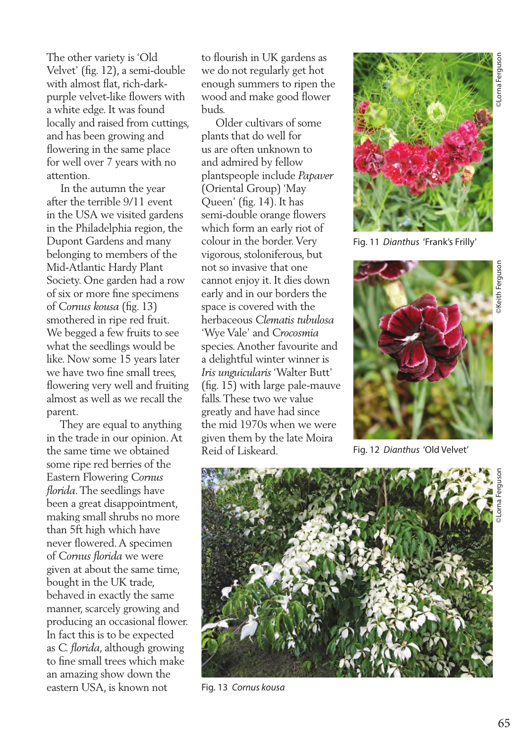The other variety is 'Old Velvet' (fig. 12), a semi-double with almost flat, rich-dark-purple velvet-like flowers with a white edge. It was found locally and raised from cuttings, and has been growing and flowering in the same place for well over 7 years with no attention.

In the autumn the year after the terrible 9/11 event in the USA we visited gardens in the Philadelphia region, the Dupont Gardens and many belonging to members of the Mid-Atlantic Hardy Plant Society. One garden had a row of six or more fine specimens of *Cornus kousa* (fig. 13) smothered in ripe red fruit. We begged a few fruits to see what the seedlings would be like. Now some 15 years later we have two fine small trees, flowering very well and fruiting almost as well as we recall the parent.

They are equal to anything in the trade in our opinion. At the same time we obtained some ripe red berries of the Eastern Flowering *Cornus florida*. The seedlings have been a great disappointment, making small shrubs no more than 5ft high which have never flowered. A specimen of *Cornus florida* we were given at about the same time, bought in the UK trade, behaved in exactly the same manner, scarcely growing and producing an occasional flower. In fact this is to be expected as *C. florida*, although growing to fine small trees which make an amazing show down the eastern USA, is known not to flourish in UK gardens as we do not regularly get hot enough summers to ripen the wood and make good flower buds.

Older cultivars of some plants that do well for us are often unknown to and admired by fellow plantspeople include *Papaver* (Oriental Group) 'May Queen' (fig. 14). It has semi-double orange flowers which form an early riot of colour in the border. Very vigorous, stoloniferous, but not so invasive that one cannot enjoy it. It dies down early and in our borders the space is covered with the herbaceous *Clematis tubulosa* 'Wye Vale' and *Crocosmia* species. Another favourite and a delightful winter winner is *Iris unguicularis* 'Walter Butt' (fig. 15) with large pale-mauve falls. These two we value greatly and have had since the mid 1970s when we were given them by the late Moira Reid of Liskeard.

©Lorna Ferguson

Fig. 11 *Dianthus* 'Frank's Frilly'

©Keith Ferguson

Fig. 12 *Dianthus* 'Old Velvet'

©Lorna Ferguson

Fig. 13 *Cornus kousa*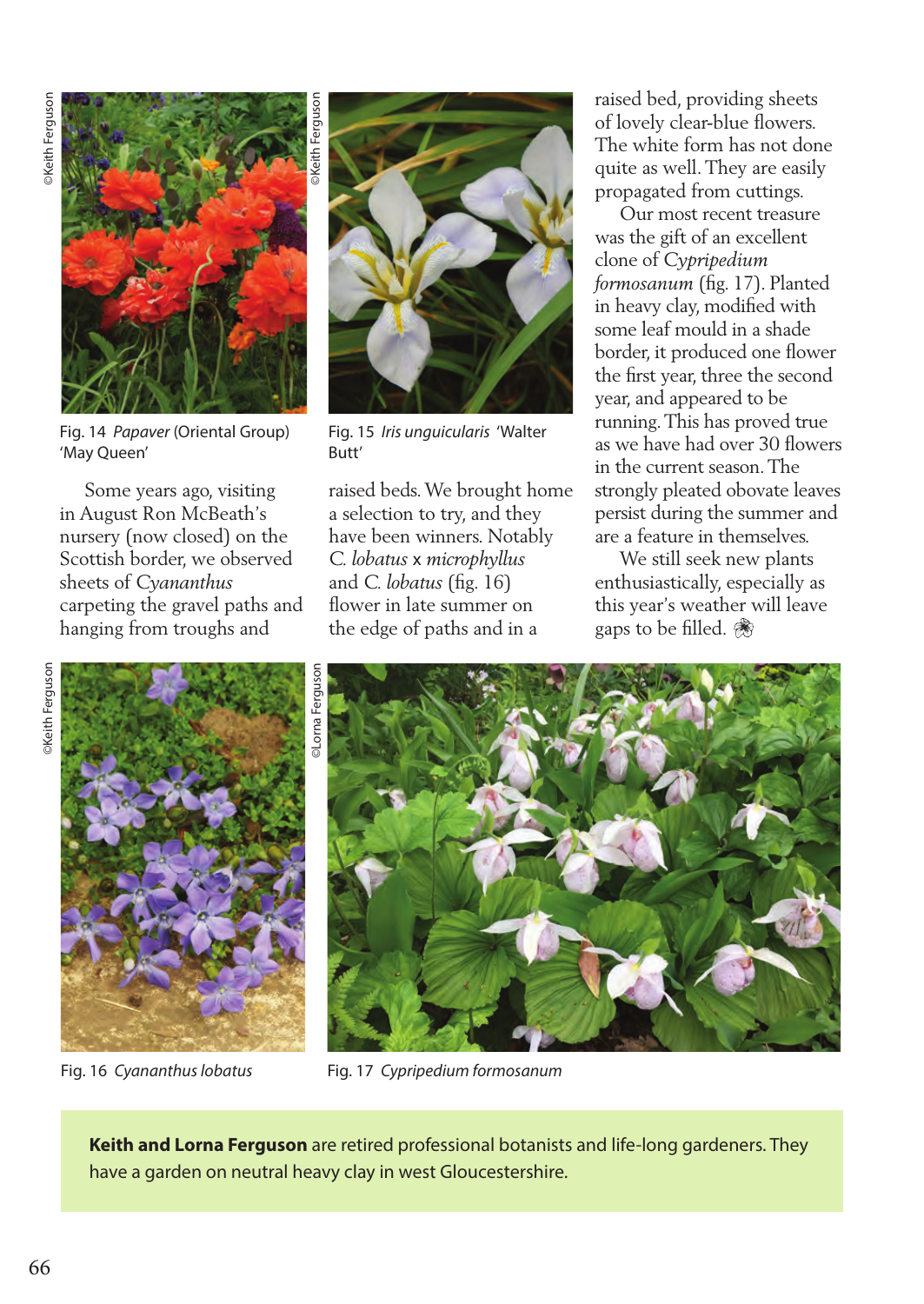Fig. 14 *Papaver* (Oriental Group) 'May Queen'

Fig. 15 *Iris unguicularis* 'Walter Butt'

Some years ago, visiting in August Ron McBeath's nursery (now closed) on the Scottish border, we observed sheets of *Cyananthus* carpeting the gravel paths and hanging from troughs and raised beds. We brought home a selection to try, and they have been winners. Notably *C. lobatus* x *microphyllus* and *C. lobatus* (fig. 16) flower in late summer on the edge of paths and in a raised bed, providing sheets of lovely clear-blue flowers. The white form has not done quite as well. They are easily propagated from cuttings.

Our most recent treasure was the gift of an excellent clone of *Cypripedium formosanum* (fig. 17). Planted in heavy clay, modified with some leaf mould in a shade border, it produced one flower the first year, three the second year, and appeared to be running. This has proved true as we have had over 30 flowers in the current season. The strongly pleated obovate leaves persist during the summer and are a feature in themselves.

We still seek new plants enthusiastically, especially as this year's weather will leave gaps to be filled.

Fig. 16 *Cyananthus lobatus*

Fig. 17 *Cypripedium formosanum*

**Keith and Lorna Ferguson** are retired professional botanists and life-long gardeners. They have a garden on neutral heavy clay in west Gloucestershire.